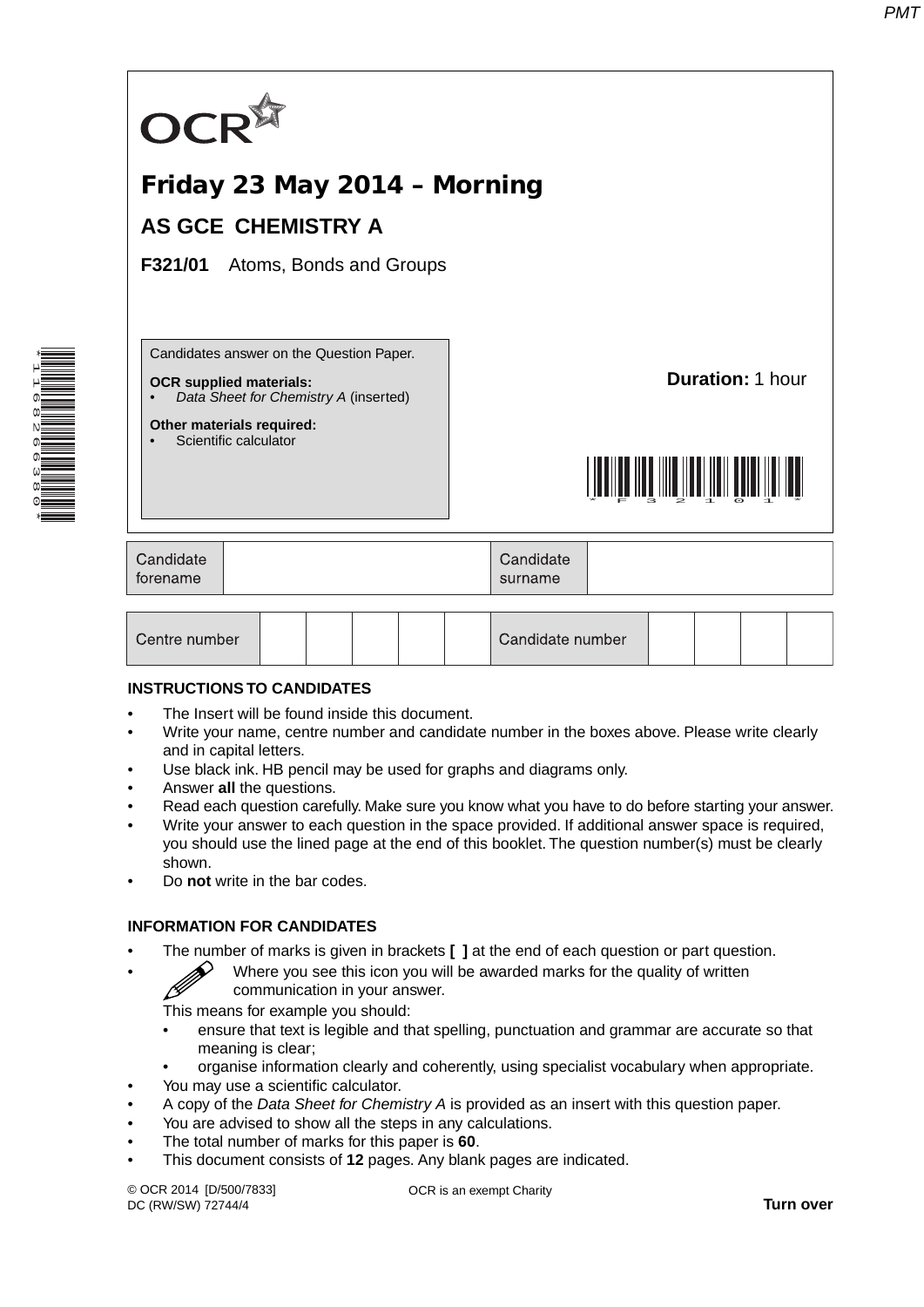OCR

# Friday 23 May 2014 – Morning

## AS GCE CHEMISTRY A

**F321/01** Atoms, Bonds and Groups

Candidates answer on the Question Paper.

**OCR supplied materials:**
- *Data Sheet for Chemistry A* (inserted)

**Other materials required:**
- Scientific calculator

**Duration:** 1 hour

| Candidate forename | | Candidate surname | |
|---|---|---|---|

| Centre number | | | | | | Candidate number | | | | |
|---|---|---|---|---|---|---|---|---|---|---|

**INSTRUCTIONS TO CANDIDATES**

- The Insert will be found inside this document.
- Write your name, centre number and candidate number in the boxes above. Please write clearly and in capital letters.
- Use black ink. HB pencil may be used for graphs and diagrams only.
- Answer **all** the questions.
- Read each question carefully. Make sure you know what you have to do before starting your answer.
- Write your answer to each question in the space provided. If additional answer space is required, you should use the lined page at the end of this booklet. The question number(s) must be clearly shown.
- Do **not** write in the bar codes.

**INFORMATION FOR CANDIDATES**

- The number of marks is given in brackets **[ ]** at the end of each question or part question.
- Where you see this icon you will be awarded marks for the quality of written communication in your answer.

  This means for example you should:
  - ensure that text is legible and that spelling, punctuation and grammar are accurate so that meaning is clear;
  - organise information clearly and coherently, using specialist vocabulary when appropriate.
- You may use a scientific calculator.
- A copy of the *Data Sheet for Chemistry A* is provided as an insert with this question paper.
- You are advised to show all the steps in any calculations.
- The total number of marks for this paper is **60**.
- This document consists of **12** pages. Any blank pages are indicated.

© OCR 2014 [D/500/7833]
DC (RW/SW) 72744/4

OCR is an exempt Charity

**Turn over**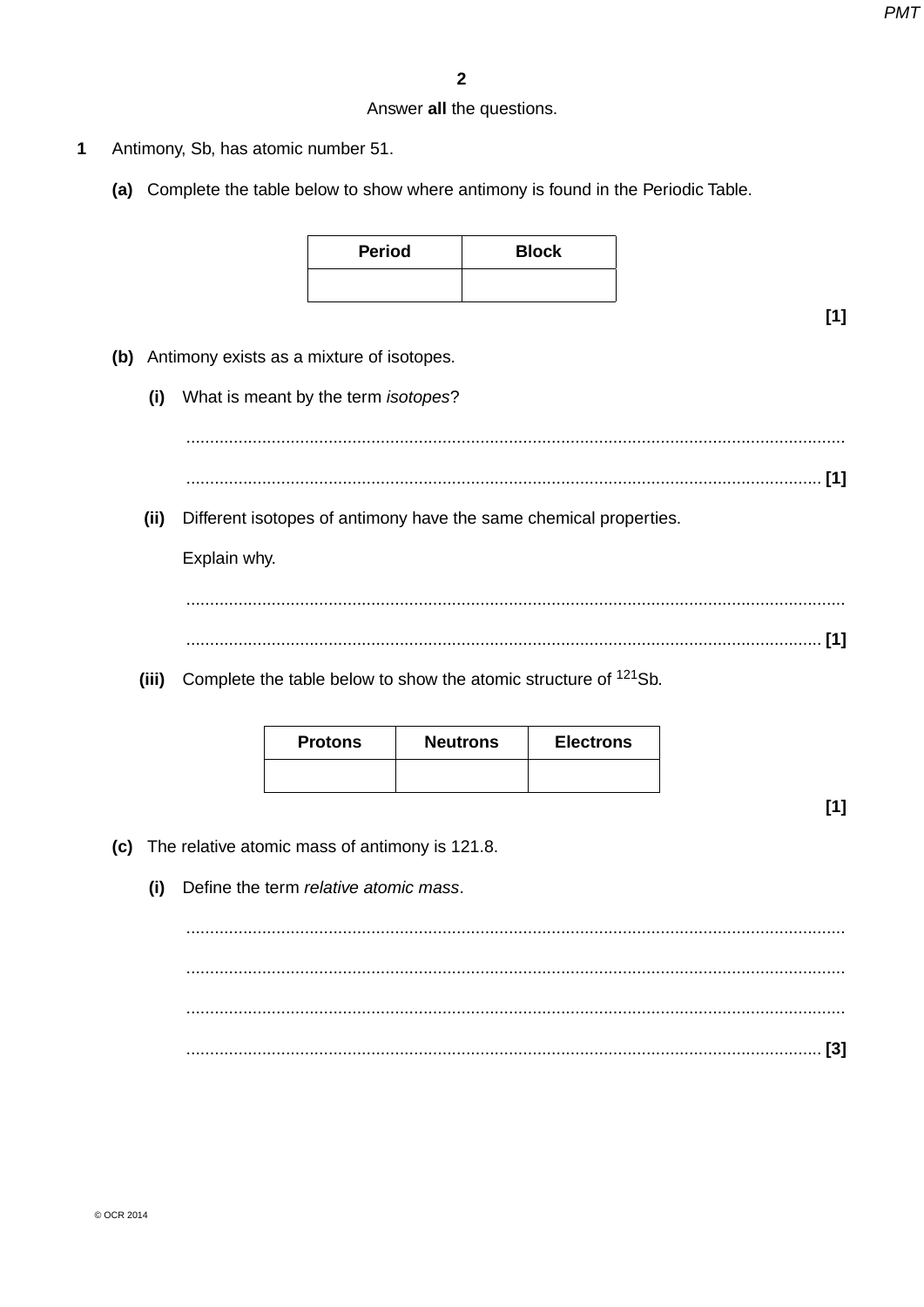Answer **all** the questions.

**1** Antimony, Sb, has atomic number 51.

**(a)** Complete the table below to show where antimony is found in the Periodic Table.

| Period | Block |
|---|---|
| | |

**[1]**

**(b)** Antimony exists as a mixture of isotopes.

**(i)** What is meant by the term *isotopes*?

........................................................................................................................................

........................................................................................................................................ **[1]**

**(ii)** Different isotopes of antimony have the same chemical properties.

Explain why.

........................................................................................................................................

........................................................................................................................................ **[1]**

**(iii)** Complete the table below to show the atomic structure of $^{121}Sb$.

| Protons | Neutrons | Electrons |
|---|---|---|
| | | |

**[1]**

**(c)** The relative atomic mass of antimony is 121.8.

**(i)** Define the term *relative atomic mass*.

........................................................................................................................................

........................................................................................................................................

........................................................................................................................................

........................................................................................................................................ **[3]**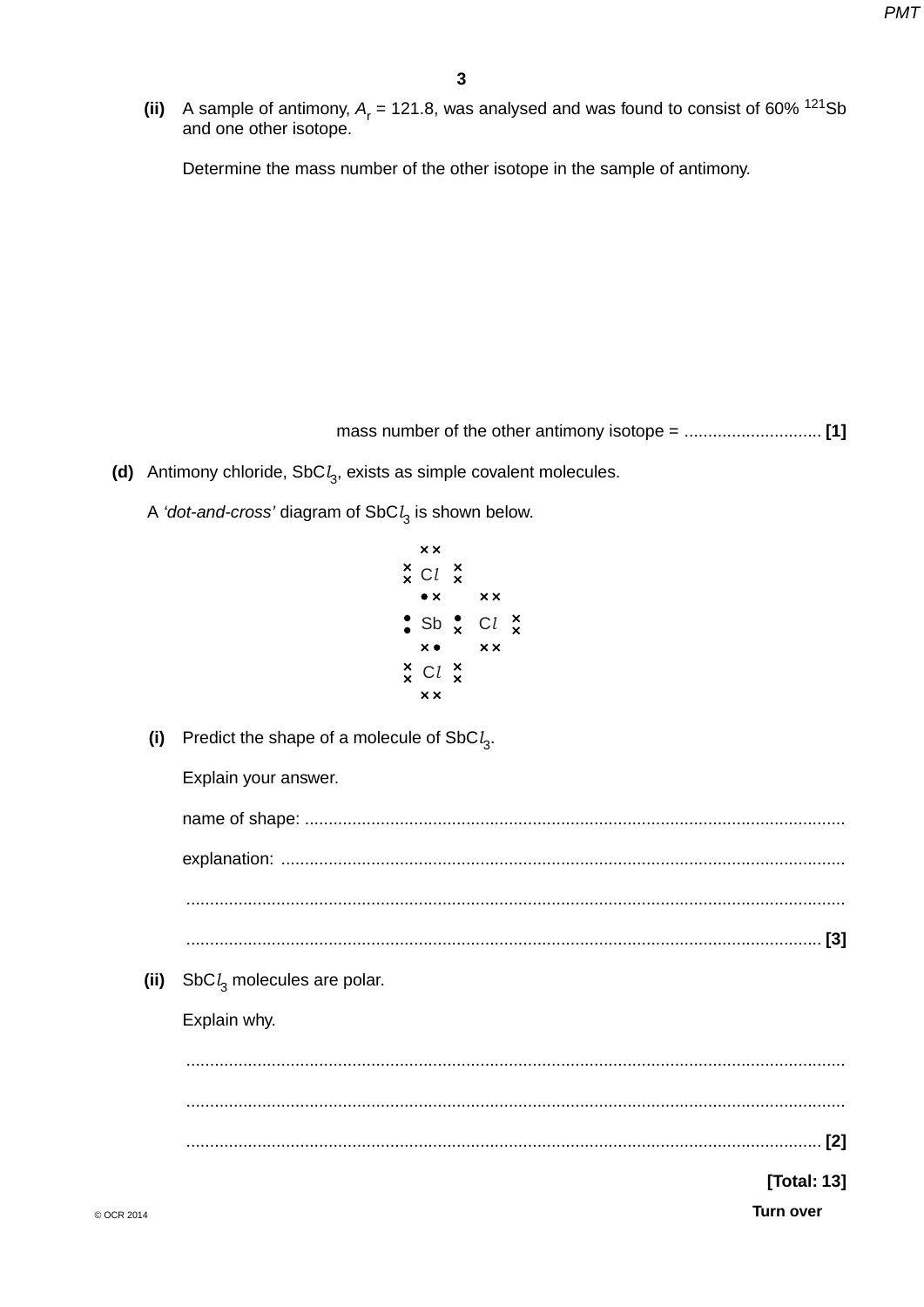(ii) A sample of antimony, $A_r$ = 121.8, was analysed and was found to consist of 60% $^{121}Sb$ and one other isotope.

Determine the mass number of the other isotope in the sample of antimony.

mass number of the other antimony isotope = ............................ **[1]**

**(d)** Antimony chloride, $SbCl_3$, exists as simple covalent molecules.

A *'dot-and-cross'* diagram of $SbCl_3$ is shown below.

```
      ××
    × Cl ×
    ×    ×
      •×       ××
    • Sb •   Cl ×
    •    ×      ×
      ×•       ××
    × Cl ×
    ×    ×
      ××
```

**(i)** Predict the shape of a molecule of $SbCl_3$.

Explain your answer.

name of shape: ..........................................................................................................

explanation: ..........................................................................................................

..........................................................................................................................

.......................................................................................................................... **[3]**

**(ii)** $SbCl_3$ molecules are polar.

Explain why.

..........................................................................................................................

..........................................................................................................................

.......................................................................................................................... **[2]**

**[Total: 13]**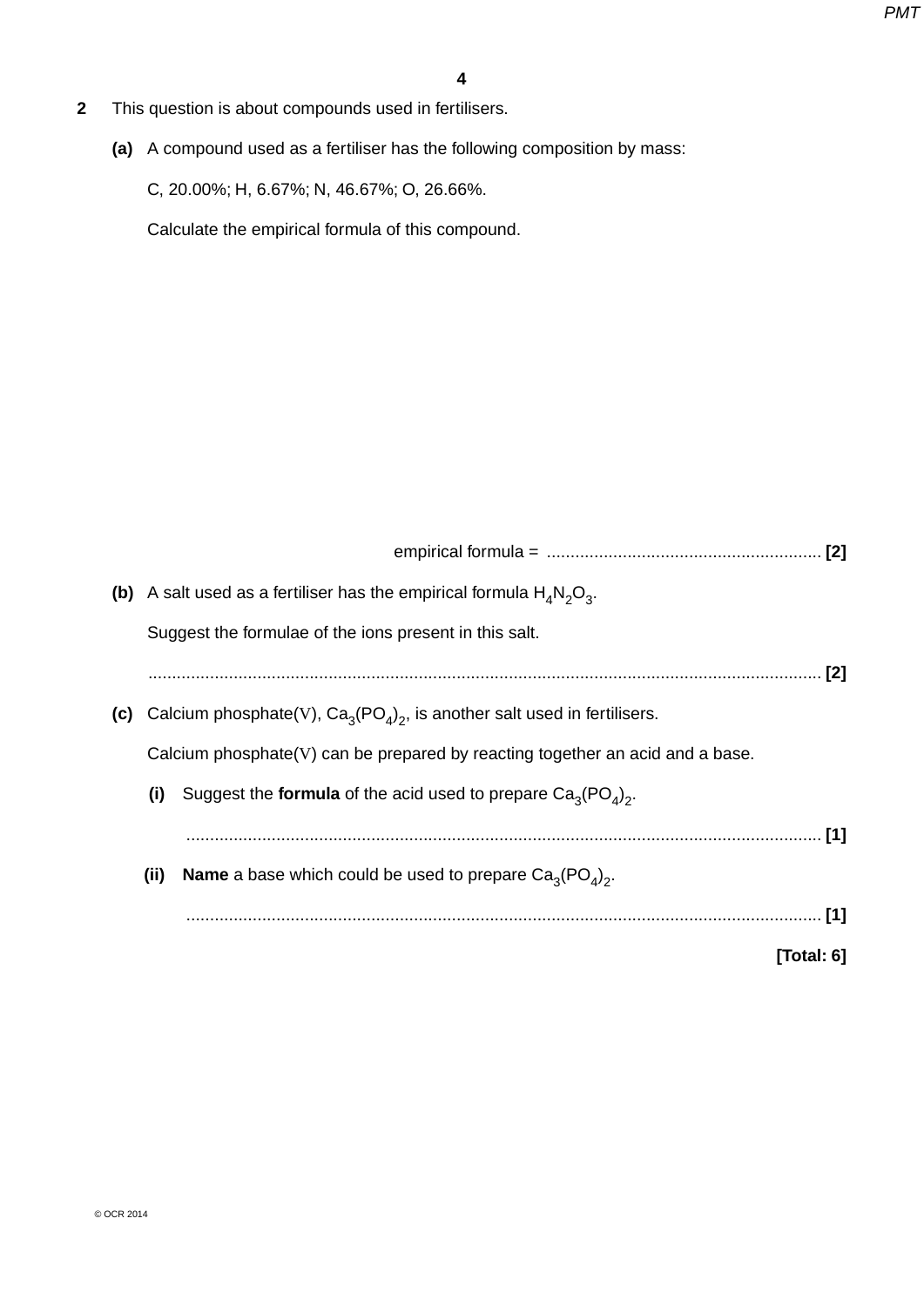**2** This question is about compounds used in fertilisers.

**(a)** A compound used as a fertiliser has the following composition by mass:

C, 20.00%; H, 6.67%; N, 46.67%; O, 26.66%.

Calculate the empirical formula of this compound.

empirical formula = .......................................................... **[2]**

**(b)** A salt used as a fertiliser has the empirical formula $H_4N_2O_3$.

Suggest the formulae of the ions present in this salt.

.............................................................................................................................................. **[2]**

**(c)** Calcium phosphate(V), $Ca_3(PO_4)_2$, is another salt used in fertilisers.

Calcium phosphate(V) can be prepared by reacting together an acid and a base.

**(i)** Suggest the **formula** of the acid used to prepare $Ca_3(PO_4)_2$.

...................................................................................................................................... **[1]**

**(ii)** **Name** a base which could be used to prepare $Ca_3(PO_4)_2$.

...................................................................................................................................... **[1]**

**[Total: 6]**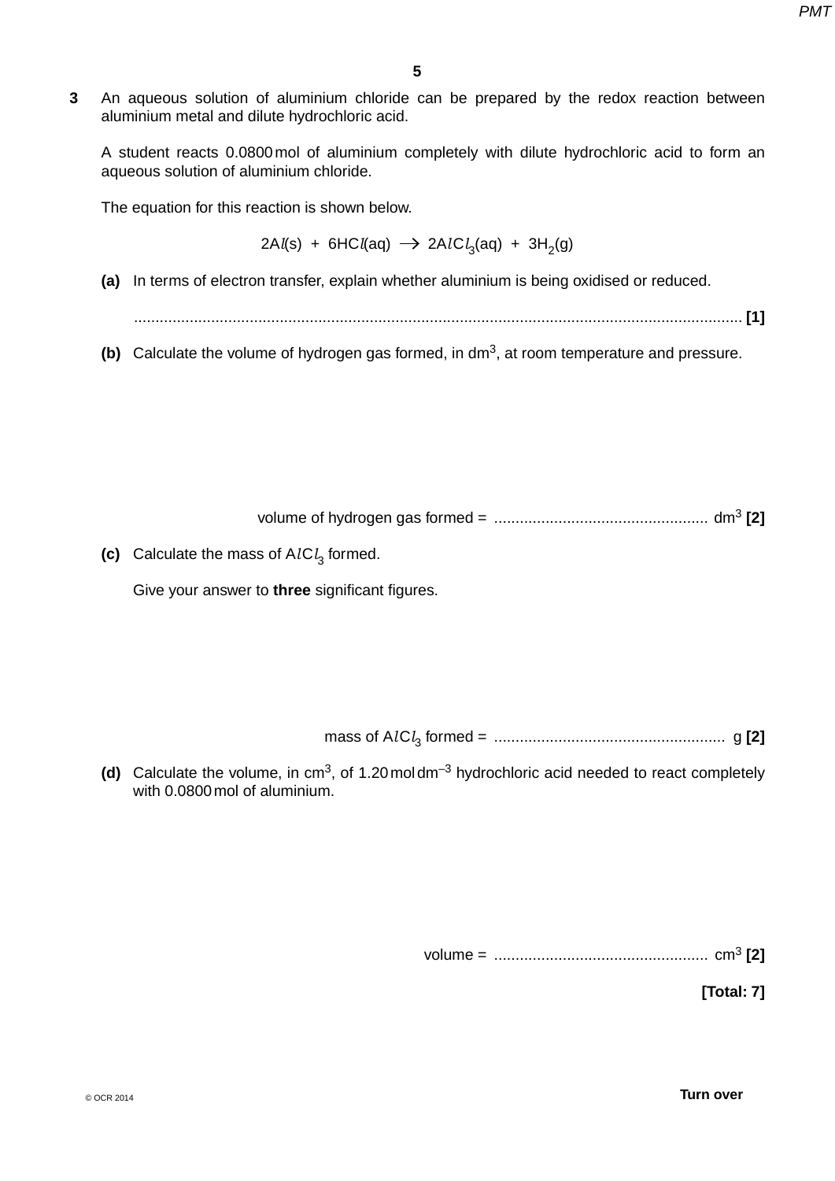**3** An aqueous solution of aluminium chloride can be prepared by the redox reaction between aluminium metal and dilute hydrochloric acid.

A student reacts 0.0800 mol of aluminium completely with dilute hydrochloric acid to form an aqueous solution of aluminium chloride.

The equation for this reaction is shown below.

$$2Al(s) + 6HCl(aq) \rightarrow 2AlCl_3(aq) + 3H_2(g)$$

**(a)** In terms of electron transfer, explain whether aluminium is being oxidised or reduced.

............................................................................................................................................ **[1]**

**(b)** Calculate the volume of hydrogen gas formed, in $dm^3$, at room temperature and pressure.

volume of hydrogen gas formed = .................................................. $dm^3$ **[2]**

**(c)** Calculate the mass of $AlCl_3$ formed.

Give your answer to **three** significant figures.

mass of $AlCl_3$ formed = ..................................................... g **[2]**

**(d)** Calculate the volume, in $cm^3$, of 1.20 mol $dm^{-3}$ hydrochloric acid needed to react completely with 0.0800 mol of aluminium.

volume = .................................................. $cm^3$ **[2]**

**[Total: 7]**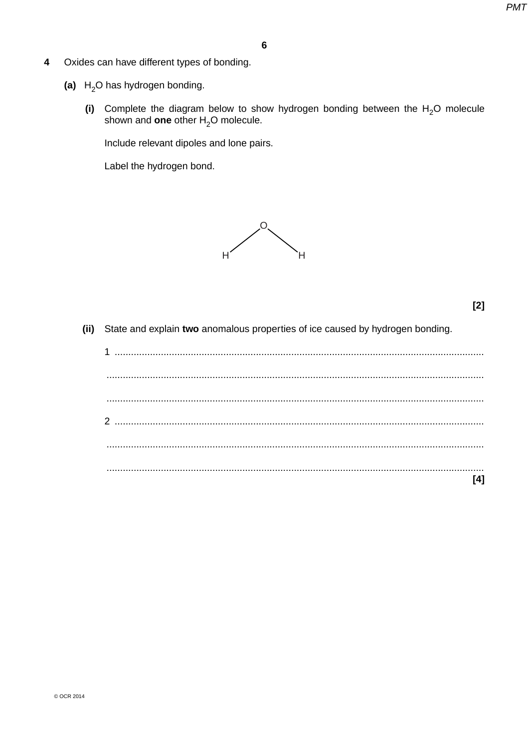**4** Oxides can have different types of bonding.

**(a)** $H_2O$ has hydrogen bonding.

**(i)** Complete the diagram below to show hydrogen bonding between the $H_2O$ molecule shown and **one** other $H_2O$ molecule.

Include relevant dipoles and lone pairs.

Label the hydrogen bond.

```
      O
     / \
    H   H
```

**[2]**

**(ii)** State and explain **two** anomalous properties of ice caused by hydrogen bonding.

1 ..........................................................................................................................................

..........................................................................................................................................

..........................................................................................................................................

2 ..........................................................................................................................................

..........................................................................................................................................

..........................................................................................................................................

**[4]**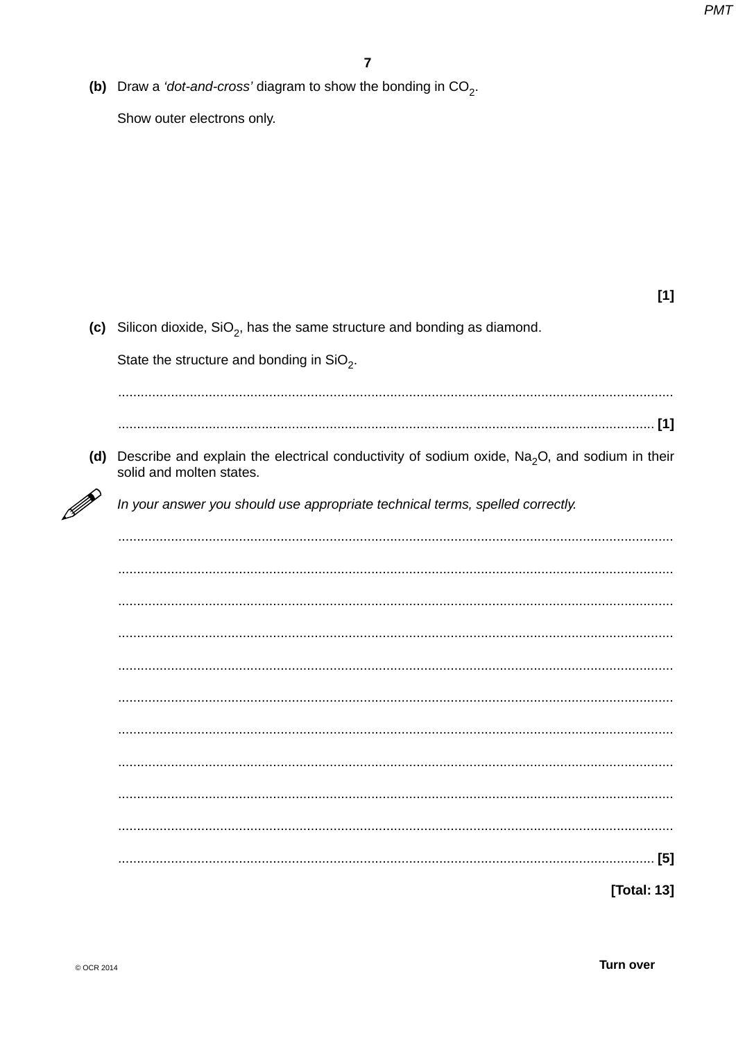**(b)** Draw a *'dot-and-cross'* diagram to show the bonding in $CO_2$.

Show outer electrons only.

**[1]**

**(c)** Silicon dioxide, $SiO_2$, has the same structure and bonding as diamond.

State the structure and bonding in $SiO_2$.

.................................................................................................................................................

........................................................................................................................................... **[1]**

**(d)** Describe and explain the electrical conductivity of sodium oxide, $Na_2O$, and sodium in their solid and molten states.

*In your answer you should use appropriate technical terms, spelled correctly.*

.................................................................................................................................................

.................................................................................................................................................

.................................................................................................................................................

.................................................................................................................................................

.................................................................................................................................................

.................................................................................................................................................

.................................................................................................................................................

.................................................................................................................................................

.................................................................................................................................................

.................................................................................................................................................

........................................................................................................................................... **[5]**

**[Total: 13]**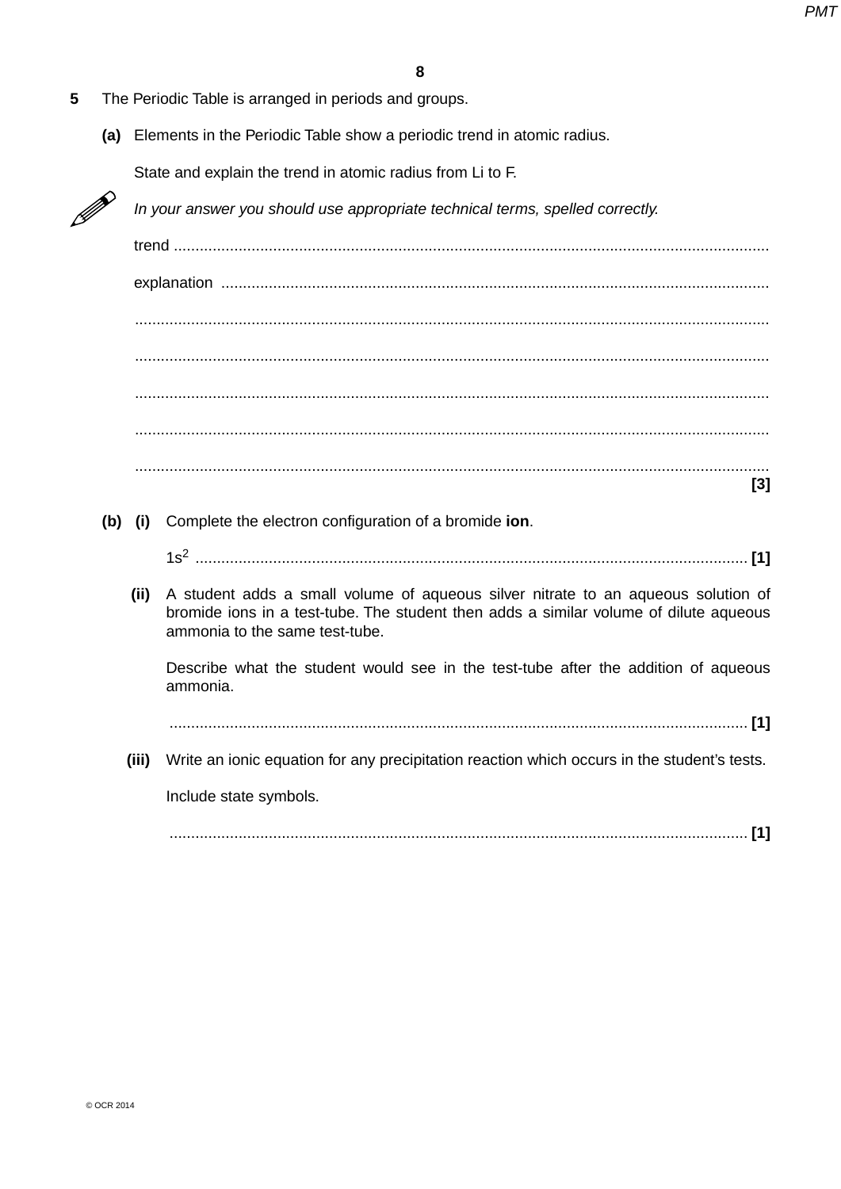**5** The Periodic Table is arranged in periods and groups.

**(a)** Elements in the Periodic Table show a periodic trend in atomic radius.

State and explain the trend in atomic radius from Li to F.

*In your answer you should use appropriate technical terms, spelled correctly.*

trend ..........................................................................................................................................

explanation ..................................................................................................................................

.......................................................................................................................................................

.......................................................................................................................................................

.......................................................................................................................................................

.......................................................................................................................................................

....................................................................................................................................................... **[3]**

**(b)** **(i)** Complete the electron configuration of a bromide **ion**.

$1s^2$ ............................................................................................................................ **[1]**

**(ii)** A student adds a small volume of aqueous silver nitrate to an aqueous solution of bromide ions in a test-tube. The student then adds a similar volume of dilute aqueous ammonia to the same test-tube.

Describe what the student would see in the test-tube after the addition of aqueous ammonia.

............................................................................................................................. **[1]**

**(iii)** Write an ionic equation for any precipitation reaction which occurs in the student's tests.

Include state symbols.

............................................................................................................................. **[1]**

© OCR 2014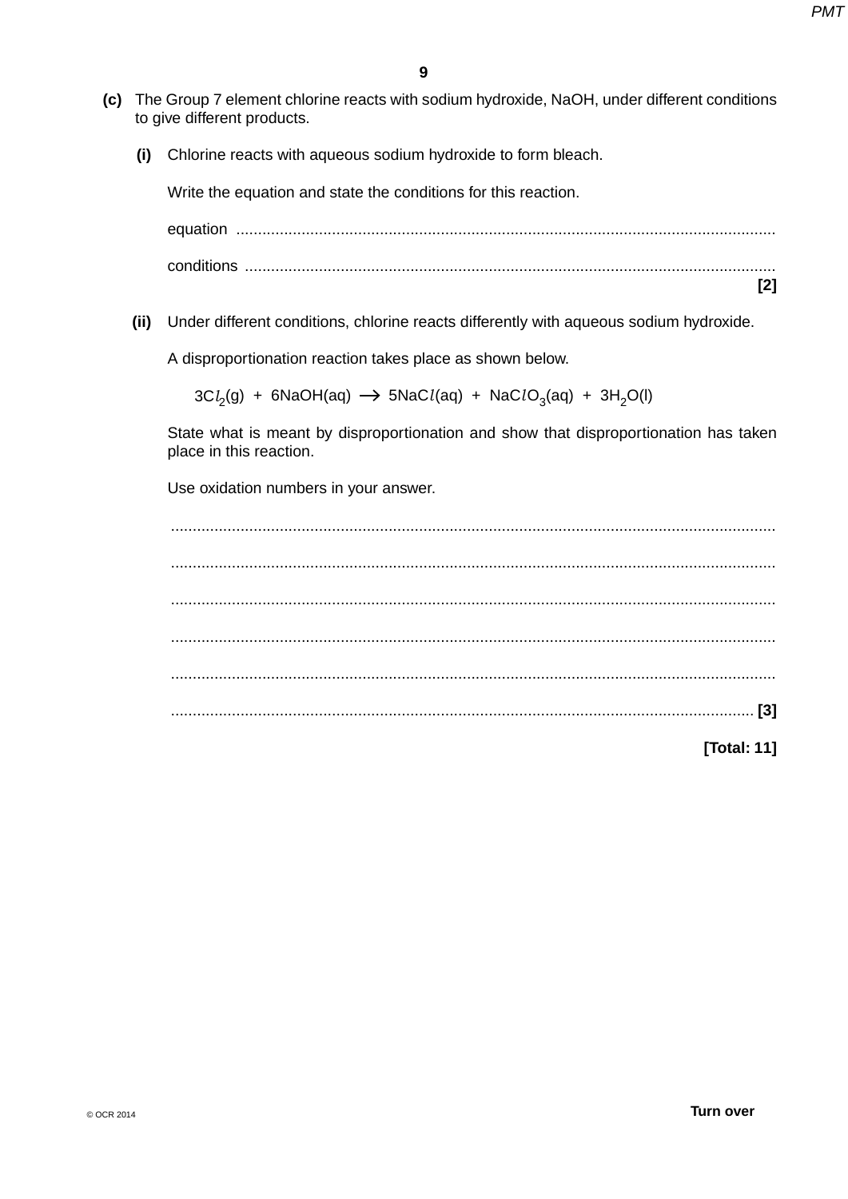**(c)** The Group 7 element chlorine reacts with sodium hydroxide, NaOH, under different conditions to give different products.

**(i)** Chlorine reacts with aqueous sodium hydroxide to form bleach.

Write the equation and state the conditions for this reaction.

equation ..........................................................................................................................

conditions ........................................................................................................................ **[2]**

**(ii)** Under different conditions, chlorine reacts differently with aqueous sodium hydroxide.

A disproportionation reaction takes place as shown below.

$$3Cl_2(g) + 6NaOH(aq) \rightarrow 5NaCl(aq) + NaClO_3(aq) + 3H_2O(l)$$

State what is meant by disproportionation and show that disproportionation has taken place in this reaction.

Use oxidation numbers in your answer.

..........................................................................................................................

..........................................................................................................................

..........................................................................................................................

..........................................................................................................................

..........................................................................................................................

...................................................................................................................... **[3]**

**[Total: 11]**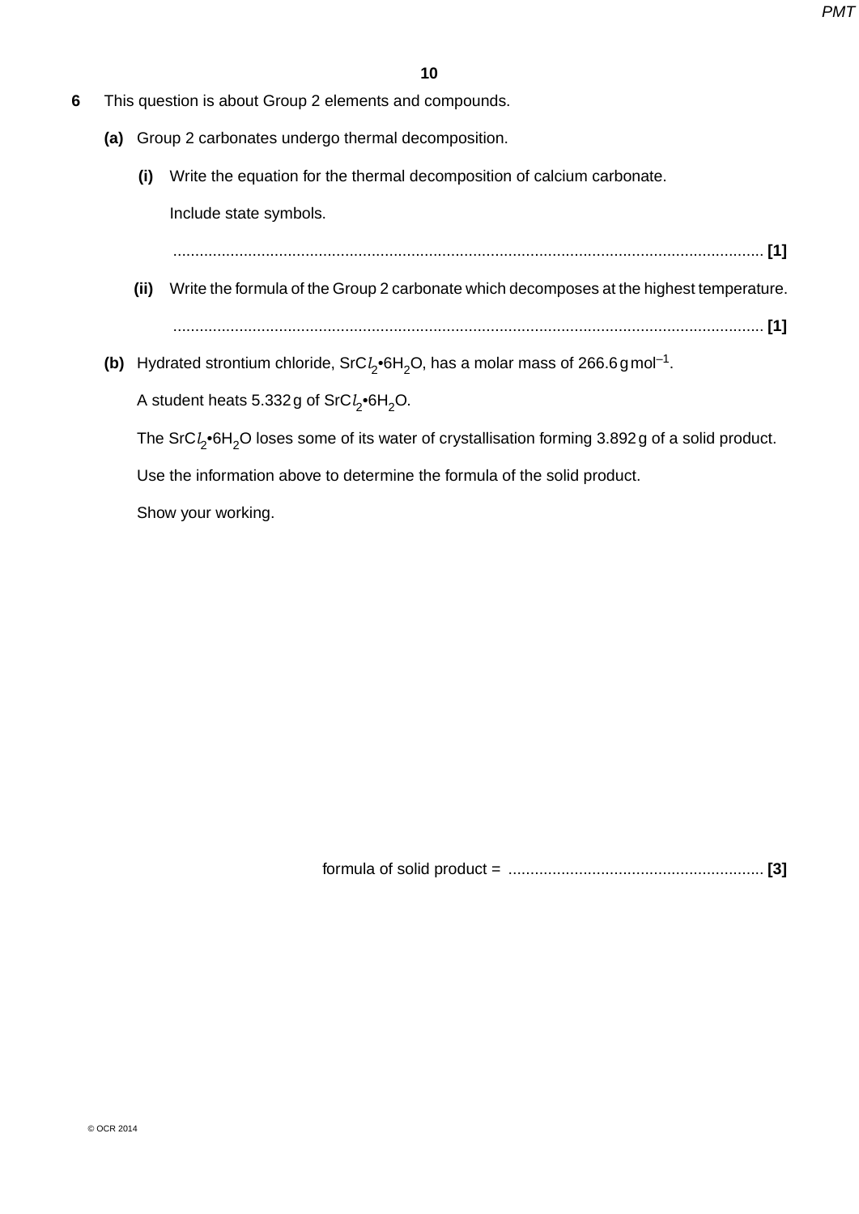**6** This question is about Group 2 elements and compounds.

**(a)** Group 2 carbonates undergo thermal decomposition.

**(i)** Write the equation for the thermal decomposition of calcium carbonate.

Include state symbols.

........................................................................................................................................ **[1]**

**(ii)** Write the formula of the Group 2 carbonate which decomposes at the highest temperature.

........................................................................................................................................ **[1]**

**(b)** Hydrated strontium chloride, $SrCl_2•6H_2O$, has a molar mass of 266.6 g mol$^{-1}$.

A student heats 5.332 g of $SrCl_2•6H_2O$.

The $SrCl_2•6H_2O$ loses some of its water of crystallisation forming 3.892 g of a solid product.

Use the information above to determine the formula of the solid product.

Show your working.

formula of solid product = .......................................................... **[3]**

© OCR 2014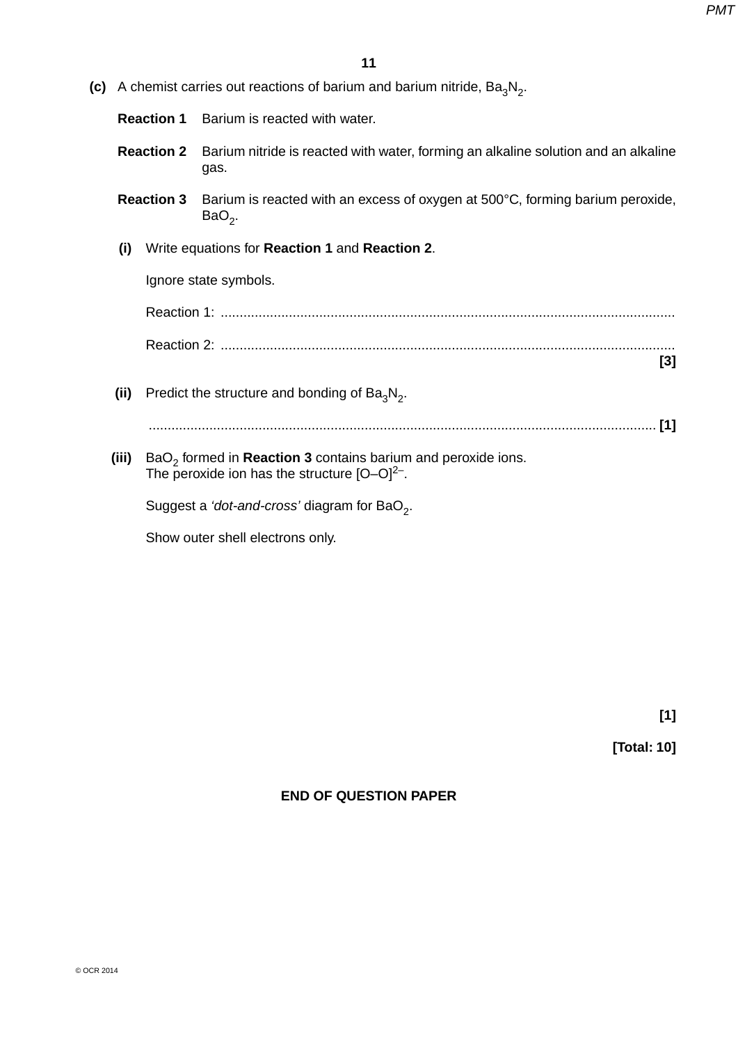**(c)** A chemist carries out reactions of barium and barium nitride, $Ba_3N_2$.

**Reaction 1** Barium is reacted with water.

**Reaction 2** Barium nitride is reacted with water, forming an alkaline solution and an alkaline gas.

**Reaction 3** Barium is reacted with an excess of oxygen at 500°C, forming barium peroxide, $BaO_2$.

**(i)** Write equations for **Reaction 1** and **Reaction 2**.

Ignore state symbols.

Reaction 1: ........................................................................................................................

Reaction 2: ........................................................................................................................
**[3]**

**(ii)** Predict the structure and bonding of $Ba_3N_2$.

...................................................................................................................................... **[1]**

**(iii)** $BaO_2$ formed in **Reaction 3** contains barium and peroxide ions.
The peroxide ion has the structure $[O–O]^{2–}$.

Suggest a *'dot-and-cross'* diagram for $BaO_2$.

Show outer shell electrons only.

**[1]**

**[Total: 10]**

**END OF QUESTION PAPER**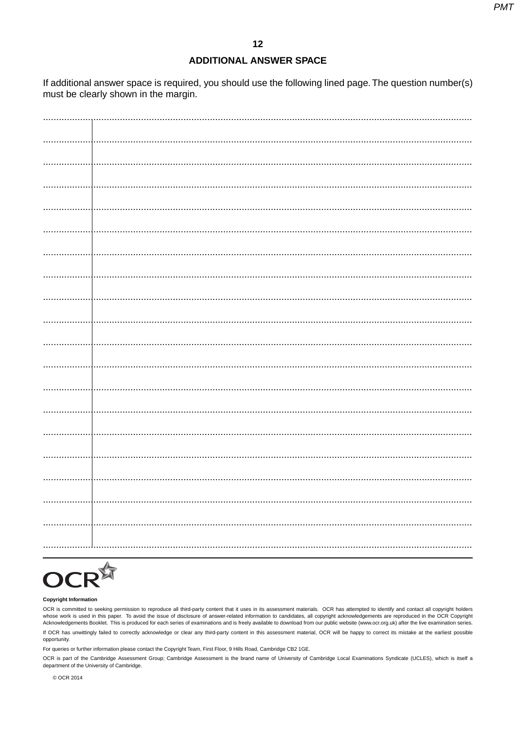## ADDITIONAL ANSWER SPACE

If additional answer space is required, you should use the following lined page. The question number(s) must be clearly shown in the margin.

**Copyright Information**

OCR is committed to seeking permission to reproduce all third-party content that it uses in its assessment materials. OCR has attempted to identify and contact all copyright holders whose work is used in this paper. To avoid the issue of disclosure of answer-related information to candidates, all copyright acknowledgements are reproduced in the OCR Copyright Acknowledgements Booklet. This is produced for each series of examinations and is freely available to download from our public website (www.ocr.org.uk) after the live examination series.

If OCR has unwittingly failed to correctly acknowledge or clear any third-party content in this assessment material, OCR will be happy to correct its mistake at the earliest possible opportunity.

For queries or further information please contact the Copyright Team, First Floor, 9 Hills Road, Cambridge CB2 1GE.

OCR is part of the Cambridge Assessment Group; Cambridge Assessment is the brand name of University of Cambridge Local Examinations Syndicate (UCLES), which is itself a department of the University of Cambridge.

© OCR 2014